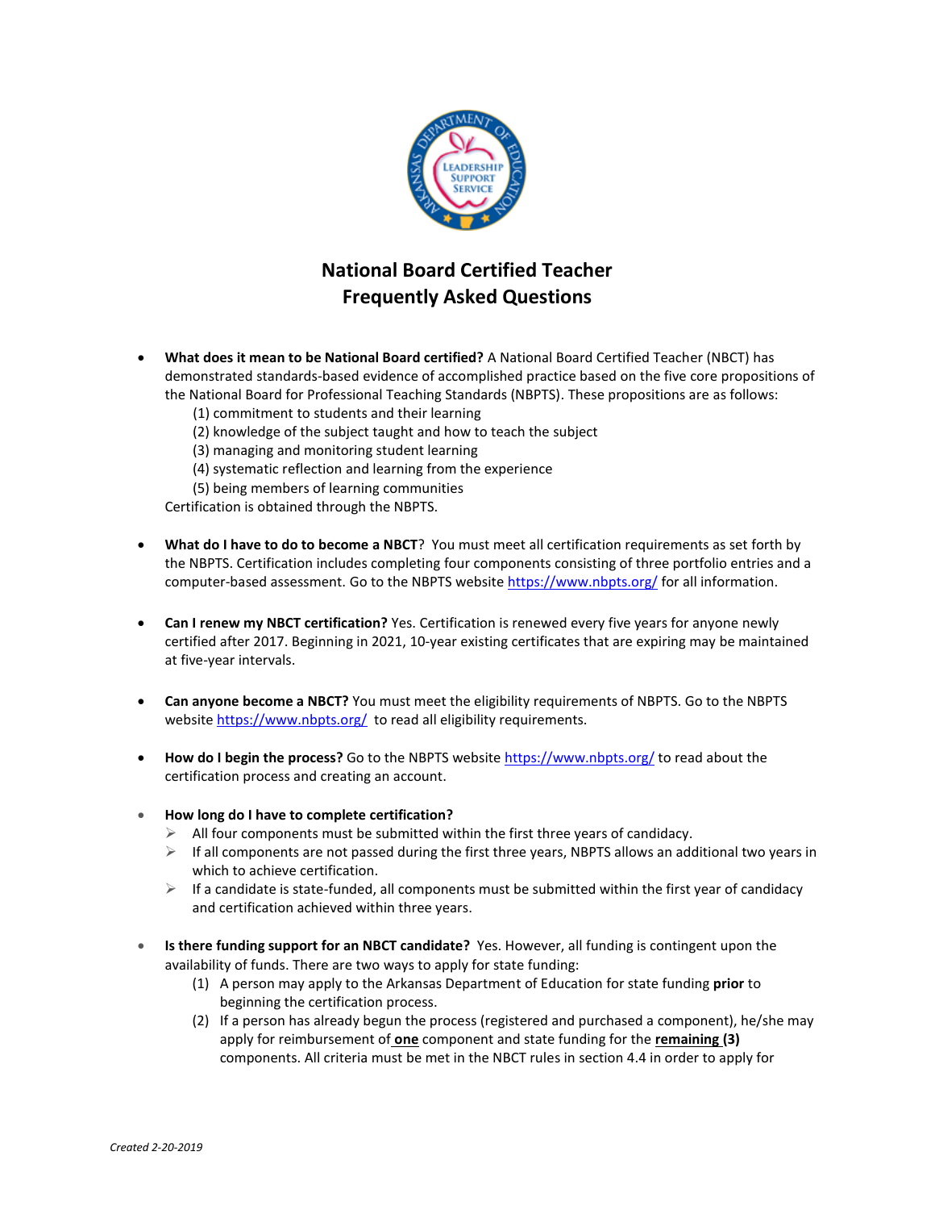# National Board Certified Teacher
# Frequently Asked Questions

- **What does it mean to be National Board certified?** A National Board Certified Teacher (NBCT) has demonstrated standards-based evidence of accomplished practice based on the five core propositions of the National Board for Professional Teaching Standards (NBPTS). These propositions are as follows:
  (1) commitment to students and their learning
  (2) knowledge of the subject taught and how to teach the subject
  (3) managing and monitoring student learning
  (4) systematic reflection and learning from the experience
  (5) being members of learning communities
  
  Certification is obtained through the NBPTS.

- **What do I have to do to become a NBCT**? You must meet all certification requirements as set forth by the NBPTS. Certification includes completing four components consisting of three portfolio entries and a computer-based assessment. Go to the NBPTS website https://www.nbpts.org/ for all information.

- **Can I renew my NBCT certification?** Yes. Certification is renewed every five years for anyone newly certified after 2017. Beginning in 2021, 10-year existing certificates that are expiring may be maintained at five-year intervals.

- **Can anyone become a NBCT?** You must meet the eligibility requirements of NBPTS. Go to the NBPTS website https://www.nbpts.org/ to read all eligibility requirements.

- **How do I begin the process?** Go to the NBPTS website https://www.nbpts.org/ to read about the certification process and creating an account.

- **How long do I have to complete certification?**
  - All four components must be submitted within the first three years of candidacy.
  - If all components are not passed during the first three years, NBPTS allows an additional two years in which to achieve certification.
  - If a candidate is state-funded, all components must be submitted within the first year of candidacy and certification achieved within three years.

- **Is there funding support for an NBCT candidate?** Yes. However, all funding is contingent upon the availability of funds. There are two ways to apply for state funding:
  (1) A person may apply to the Arkansas Department of Education for state funding **prior** to beginning the certification process.
  (2) If a person has already begun the process (registered and purchased a component), he/she may apply for reimbursement of **one** component and state funding for the **remaining (3)** components. All criteria must be met in the NBCT rules in section 4.4 in order to apply for

*Created 2-20-2019*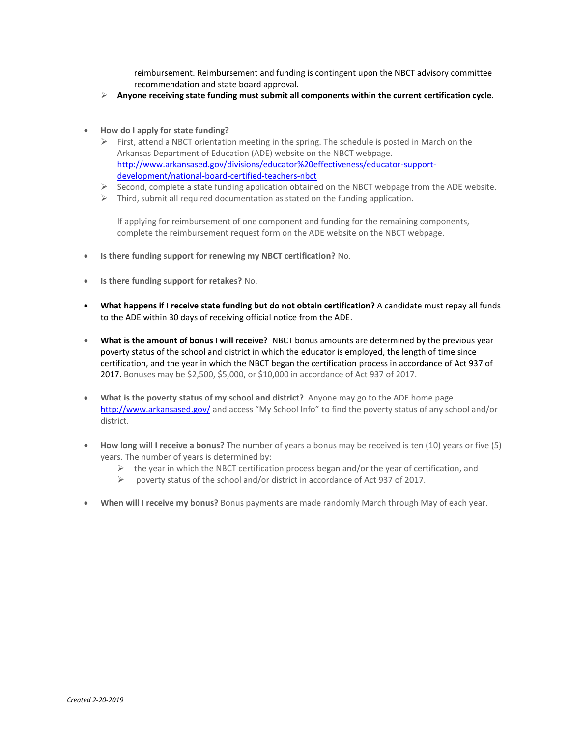reimbursement. Reimbursement and funding is contingent upon the NBCT advisory committee recommendation and state board approval.

- **<u>Anyone receiving state funding must submit all components within the current certification cycle</u>**.

- **How do I apply for state funding?**
  - First, attend a NBCT orientation meeting in the spring. The schedule is posted in March on the Arkansas Department of Education (ADE) website on the NBCT webpage. [http://www.arkansased.gov/divisions/educator%20effectiveness/educator-support-development/national-board-certified-teachers-nbct](http://www.arkansased.gov/divisions/educator%20effectiveness/educator-support-development/national-board-certified-teachers-nbct)
  - Second, complete a state funding application obtained on the NBCT webpage from the ADE website.
  - Third, submit all required documentation as stated on the funding application.

  If applying for reimbursement of one component and funding for the remaining components, complete the reimbursement request form on the ADE website on the NBCT webpage.

- **Is there funding support for renewing my NBCT certification?** No.

- **Is there funding support for retakes?** No.

- **What happens if I receive state funding but do not obtain certification?** A candidate must repay all funds to the ADE within 30 days of receiving official notice from the ADE.

- **What is the amount of bonus I will receive?** NBCT bonus amounts are determined by the previous year poverty status of the school and district in which the educator is employed, the length of time since certification, and the year in which the NBCT began the certification process in accordance of Act 937 of 2017. Bonuses may be $2,500, $5,000, or $10,000 in accordance of Act 937 of 2017.

- **What is the poverty status of my school and district?** Anyone may go to the ADE home page [http://www.arkansased.gov/](http://www.arkansased.gov/) and access "My School Info" to find the poverty status of any school and/or district.

- **How long will I receive a bonus?** The number of years a bonus may be received is ten (10) years or five (5) years. The number of years is determined by:
  - the year in which the NBCT certification process began and/or the year of certification, and
  - poverty status of the school and/or district in accordance of Act 937 of 2017.

- **When will I receive my bonus?** Bonus payments are made randomly March through May of each year.

*Created 2-20-2019*